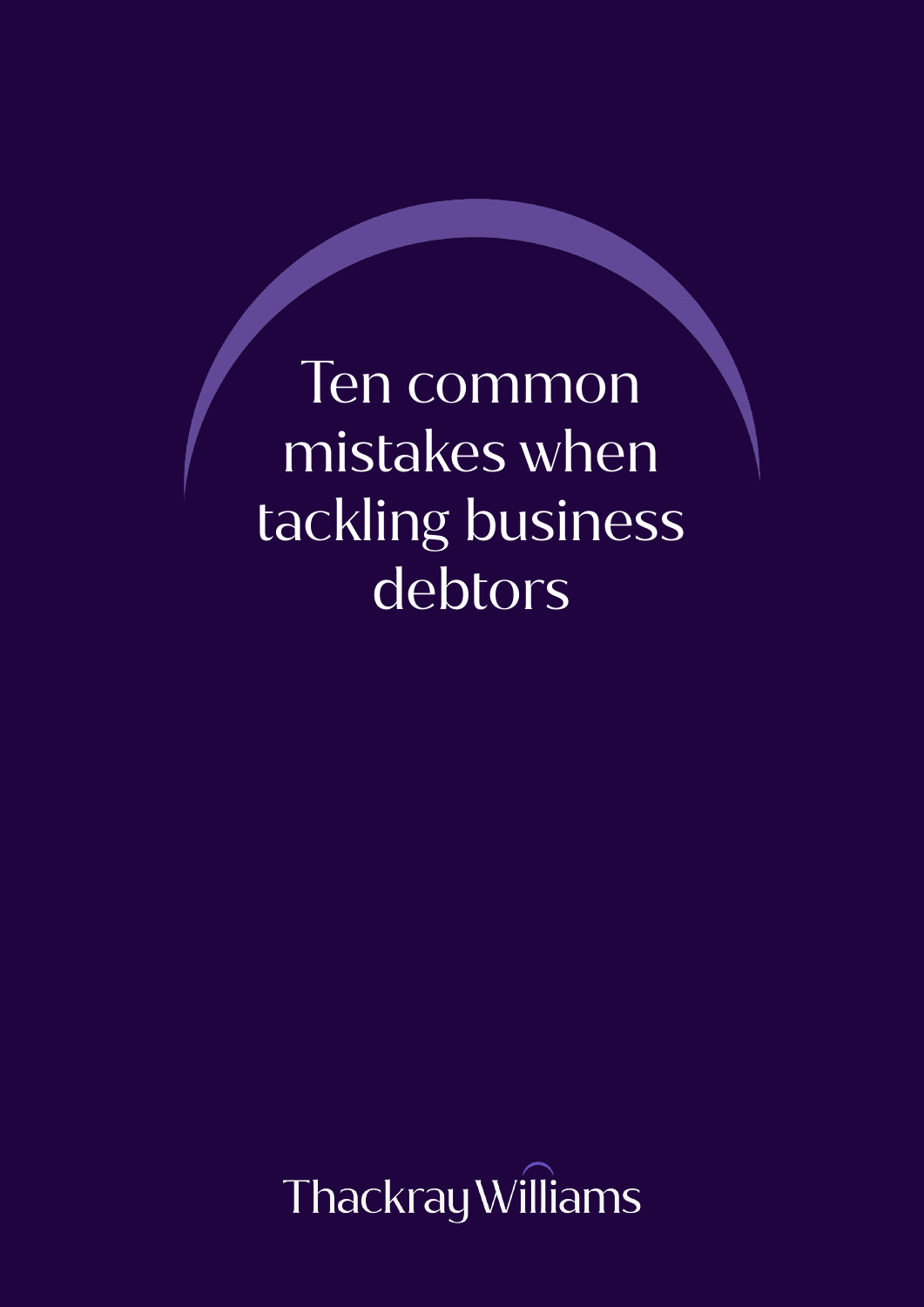# Ten common mistakes when tackling business debtors

Thackray Williams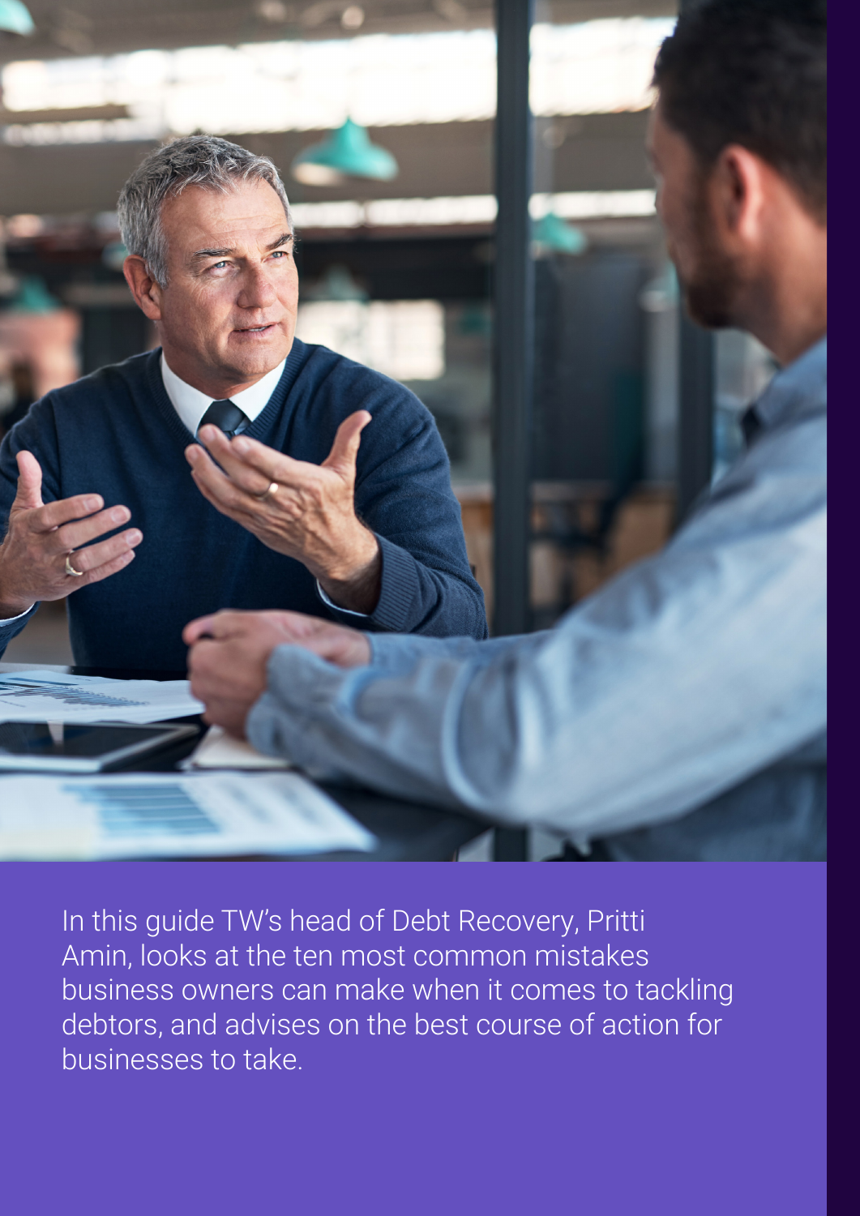In this guide TW's head of Debt Recovery, Pritti Amin, looks at the ten most common mistakes business owners can make when it comes to tackling debtors, and advises on the best course of action for businesses to take.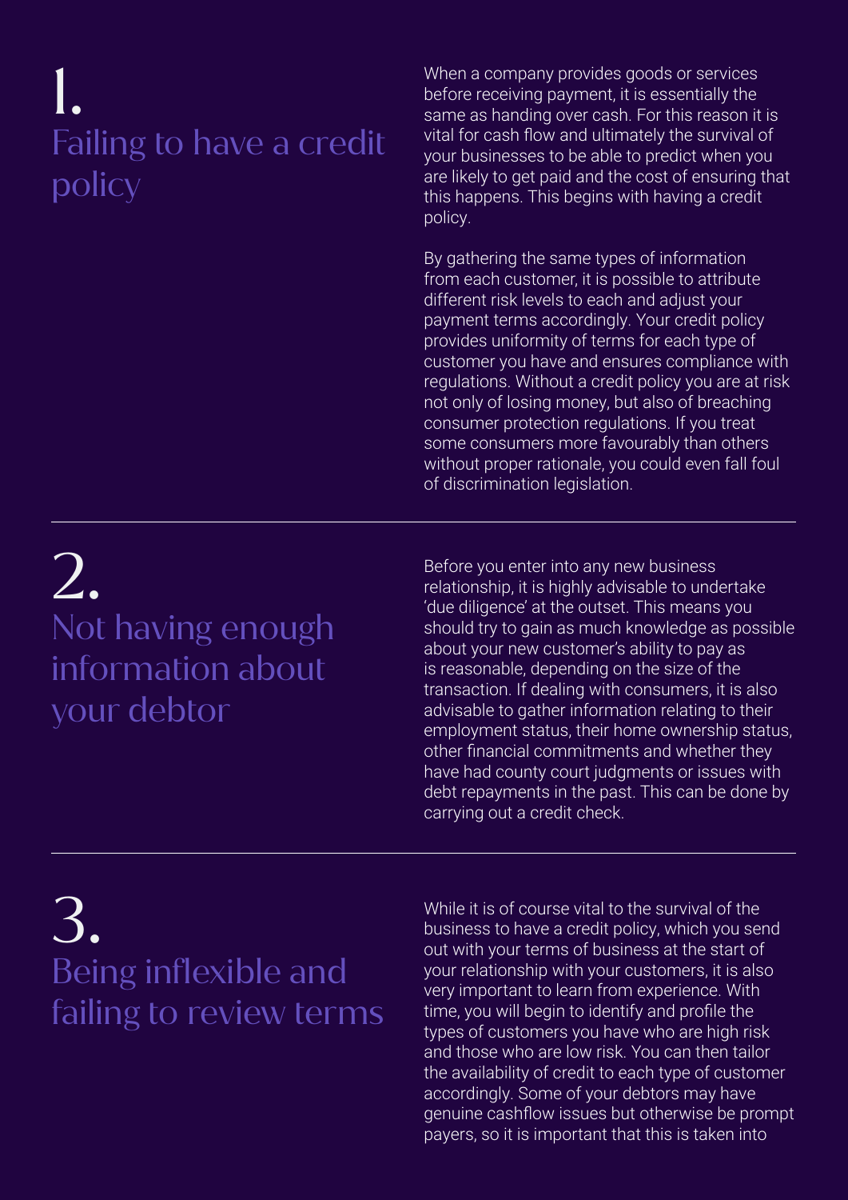## 1. Failing to have a credit policy

When a company provides goods or services before receiving payment, it is essentially the same as handing over cash. For this reason it is vital for cash flow and ultimately the survival of your businesses to be able to predict when you are likely to get paid and the cost of ensuring that this happens. This begins with having a credit policy.

By gathering the same types of information from each customer, it is possible to attribute different risk levels to each and adjust your payment terms accordingly. Your credit policy provides uniformity of terms for each type of customer you have and ensures compliance with regulations. Without a credit policy you are at risk not only of losing money, but also of breaching consumer protection regulations. If you treat some consumers more favourably than others without proper rationale, you could even fall foul of discrimination legislation.

---

## 2. Not having enough information about your debtor

Before you enter into any new business relationship, it is highly advisable to undertake 'due diligence' at the outset. This means you should try to gain as much knowledge as possible about your new customer's ability to pay as is reasonable, depending on the size of the transaction. If dealing with consumers, it is also advisable to gather information relating to their employment status, their home ownership status, other financial commitments and whether they have had county court judgments or issues with debt repayments in the past. This can be done by carrying out a credit check.

---

## 3. Being inflexible and failing to review terms

While it is of course vital to the survival of the business to have a credit policy, which you send out with your terms of business at the start of your relationship with your customers, it is also very important to learn from experience. With time, you will begin to identify and profile the types of customers you have who are high risk and those who are low risk. You can then tailor the availability of credit to each type of customer accordingly. Some of your debtors may have genuine cashflow issues but otherwise be prompt payers, so it is important that this is taken into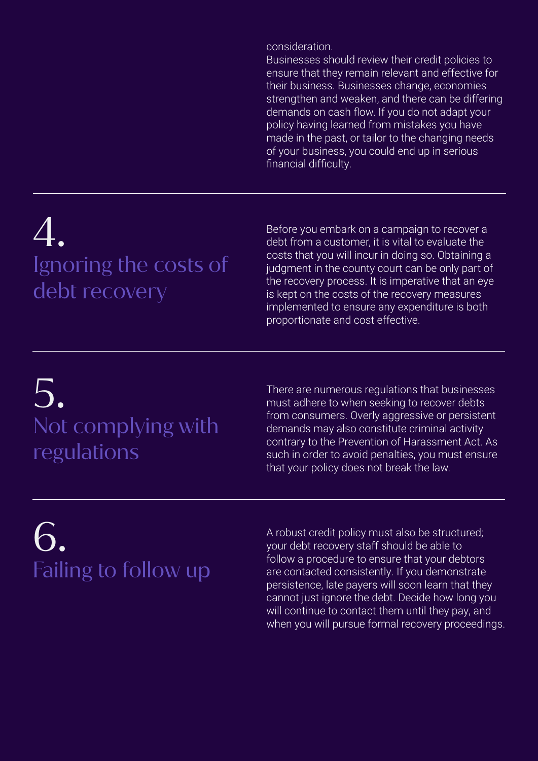consideration.

Businesses should review their credit policies to ensure that they remain relevant and effective for their business. Businesses change, economies strengthen and weaken, and there can be differing demands on cash flow. If you do not adapt your policy having learned from mistakes you have made in the past, or tailor to the changing needs of your business, you could end up in serious financial difficulty.

---

## 4. Ignoring the costs of debt recovery

Before you embark on a campaign to recover a debt from a customer, it is vital to evaluate the costs that you will incur in doing so. Obtaining a judgment in the county court can be only part of the recovery process. It is imperative that an eye is kept on the costs of the recovery measures implemented to ensure any expenditure is both proportionate and cost effective.

---

## 5. Not complying with regulations

There are numerous regulations that businesses must adhere to when seeking to recover debts from consumers. Overly aggressive or persistent demands may also constitute criminal activity contrary to the Prevention of Harassment Act. As such in order to avoid penalties, you must ensure that your policy does not break the law.

---

## 6. Failing to follow up

A robust credit policy must also be structured; your debt recovery staff should be able to follow a procedure to ensure that your debtors are contacted consistently. If you demonstrate persistence, late payers will soon learn that they cannot just ignore the debt. Decide how long you will continue to contact them until they pay, and when you will pursue formal recovery proceedings.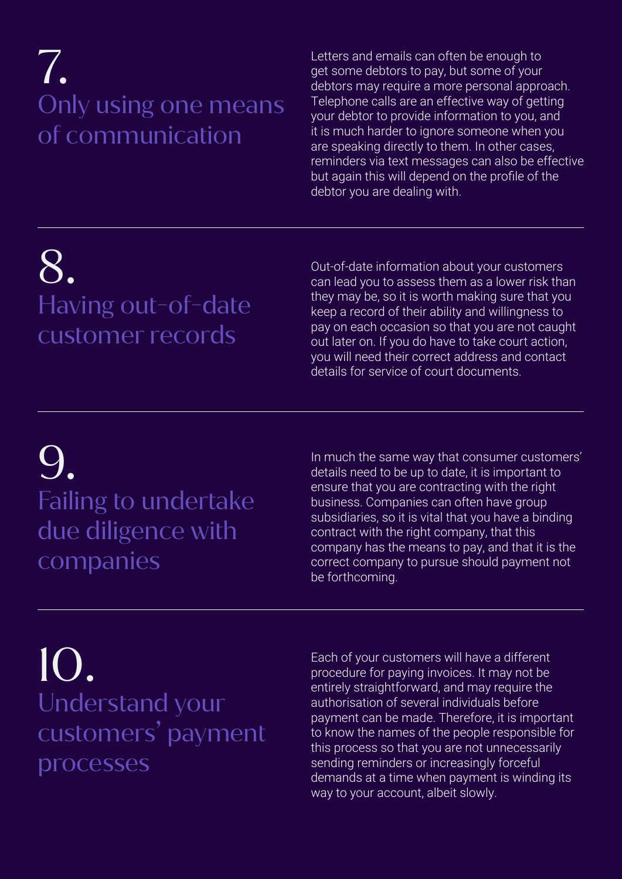## 7. Only using one means of communication

Letters and emails can often be enough to get some debtors to pay, but some of your debtors may require a more personal approach. Telephone calls are an effective way of getting your debtor to provide information to you, and it is much harder to ignore someone when you are speaking directly to them. In other cases, reminders via text messages can also be effective but again this will depend on the profile of the debtor you are dealing with.

---

## 8. Having out-of-date customer records

Out-of-date information about your customers can lead you to assess them as a lower risk than they may be, so it is worth making sure that you keep a record of their ability and willingness to pay on each occasion so that you are not caught out later on. If you do have to take court action, you will need their correct address and contact details for service of court documents.

---

## 9. Failing to undertake due diligence with companies

In much the same way that consumer customers' details need to be up to date, it is important to ensure that you are contracting with the right business. Companies can often have group subsidiaries, so it is vital that you have a binding contract with the right company, that this company has the means to pay, and that it is the correct company to pursue should payment not be forthcoming.

---

## 10. Understand your customers' payment processes

Each of your customers will have a different procedure for paying invoices. It may not be entirely straightforward, and may require the authorisation of several individuals before payment can be made. Therefore, it is important to know the names of the people responsible for this process so that you are not unnecessarily sending reminders or increasingly forceful demands at a time when payment is winding its way to your account, albeit slowly.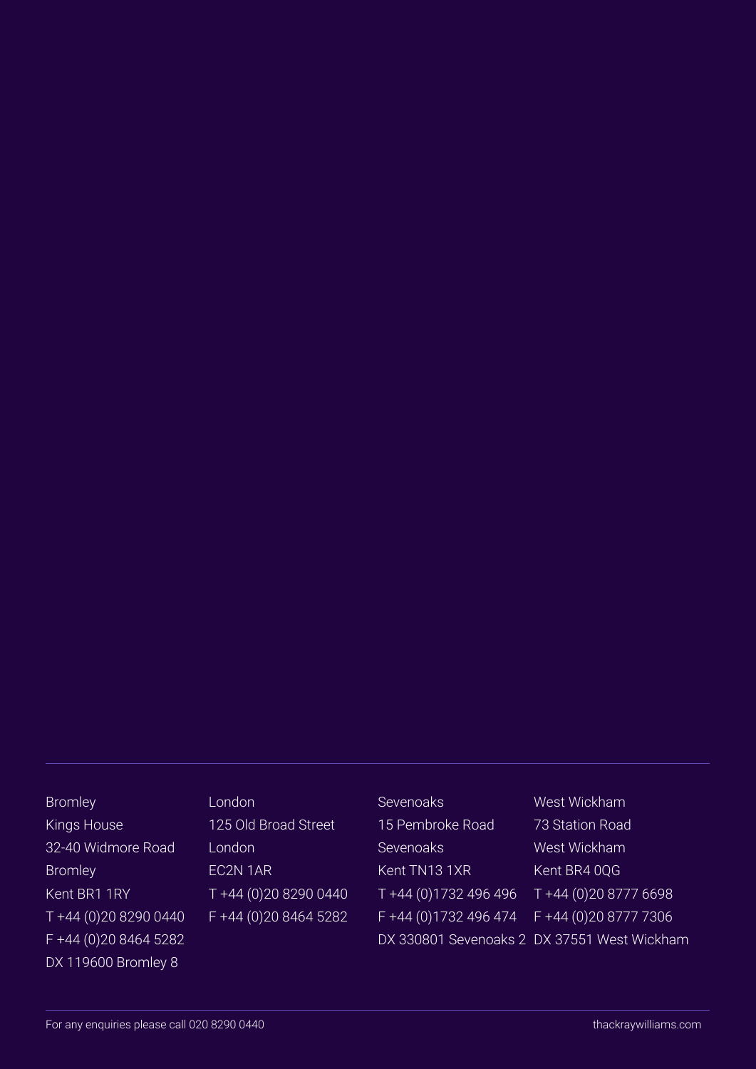Bromley
Kings House
32-40 Widmore Road
Bromley
Kent BR1 1RY
T +44 (0)20 8290 0440
F +44 (0)20 8464 5282
DX 119600 Bromley 8

London
125 Old Broad Street
London
EC2N 1AR
T +44 (0)20 8290 0440
F +44 (0)20 8464 5282

Sevenoaks
15 Pembroke Road
Sevenoaks
Kent TN13 1XR
T +44 (0)1732 496 496
F +44 (0)1732 496 474
DX 330801 Sevenoaks 2

West Wickham
73 Station Road
West Wickham
Kent BR4 0QG
T +44 (0)20 8777 6698
F +44 (0)20 8777 7306
DX 37551 West Wickham

For any enquiries please call 020 8290 0440

thackraywilliams.com